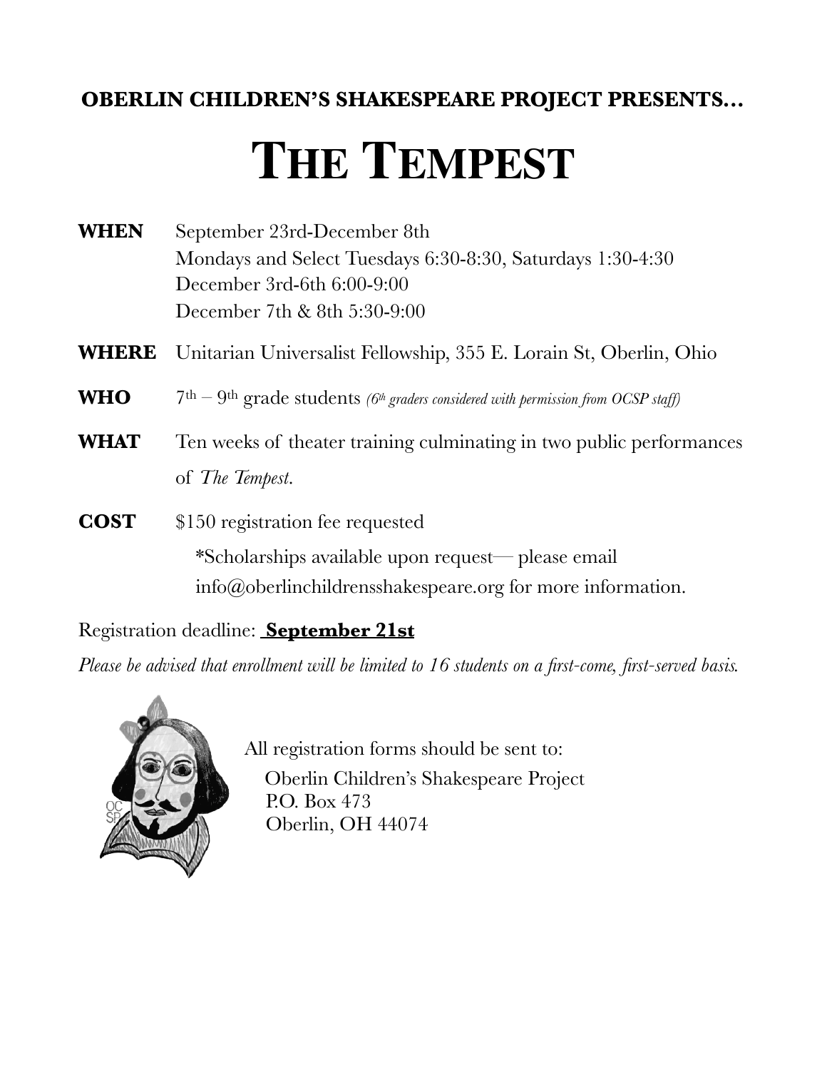**OBERLIN CHILDREN'S SHAKESPEARE PROJECT PRESENTS…**

# THE TEMPEST

**WHEN** September 23rd-December 8th
Mondays and Select Tuesdays 6:30-8:30, Saturdays 1:30-4:30
December 3rd-6th 6:00-9:00
December 7th & 8th 5:30-9:00

**WHERE** Unitarian Universalist Fellowship, 355 E. Lorain St, Oberlin, Ohio

**WHO** 7th – 9th grade students *(6th graders considered with permission from OCSP staff)*

**WHAT** Ten weeks of theater training culminating in two public performances of *The Tempest*.

**COST** $150 registration fee requested

*Scholarships available upon request— please email info@oberlinchildrensshakespeare.org for more information.

Registration deadline: **September 21st**

*Please be advised that enrollment will be limited to 16 students on a first-come, first-served basis.*

All registration forms should be sent to:

Oberlin Children's Shakespeare Project
P.O. Box 473
Oberlin, OH 44074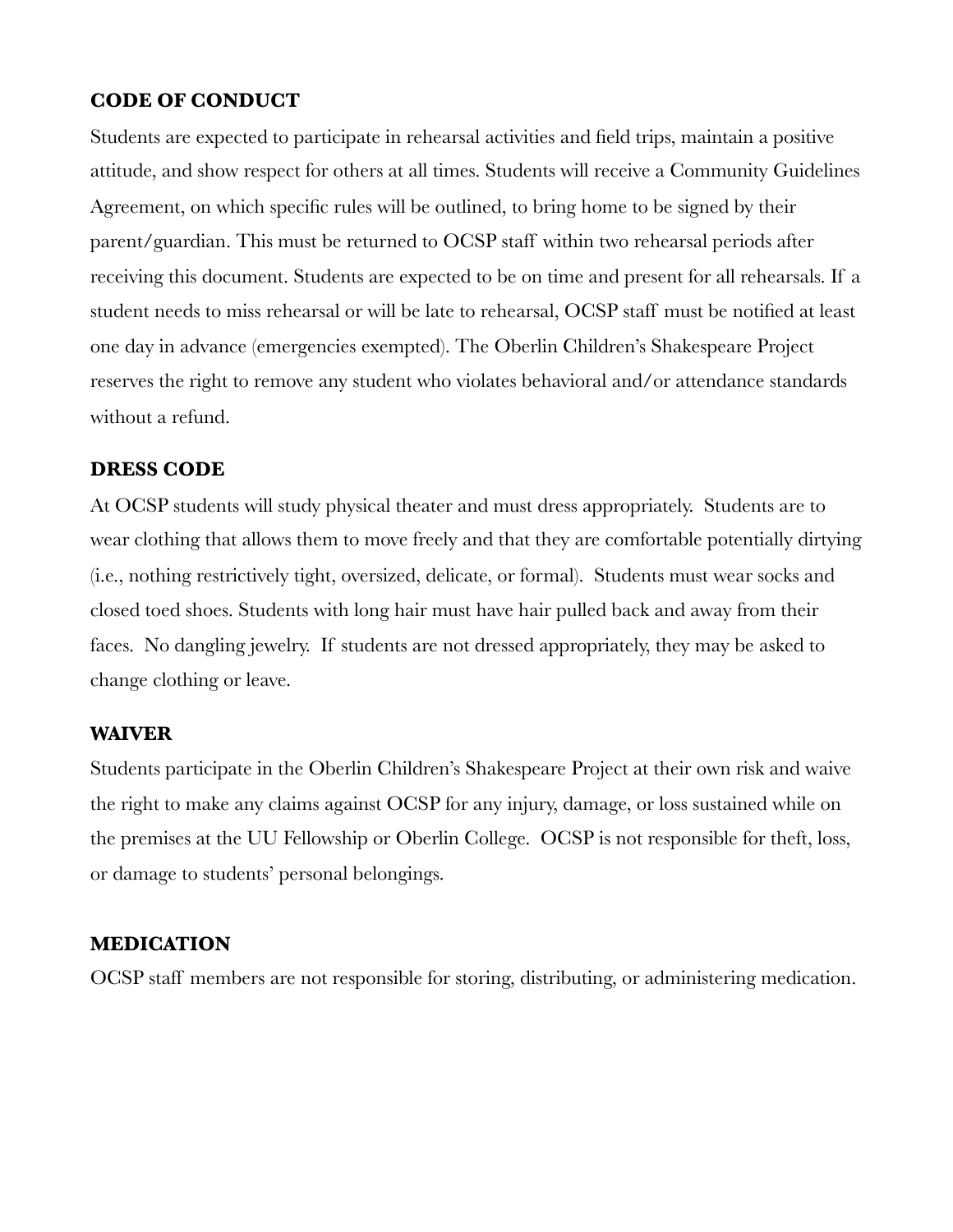## CODE OF CONDUCT

Students are expected to participate in rehearsal activities and field trips, maintain a positive attitude, and show respect for others at all times. Students will receive a Community Guidelines Agreement, on which specific rules will be outlined, to bring home to be signed by their parent/guardian. This must be returned to OCSP staff within two rehearsal periods after receiving this document. Students are expected to be on time and present for all rehearsals. If a student needs to miss rehearsal or will be late to rehearsal, OCSP staff must be notified at least one day in advance (emergencies exempted). The Oberlin Children's Shakespeare Project reserves the right to remove any student who violates behavioral and/or attendance standards without a refund.

## DRESS CODE

At OCSP students will study physical theater and must dress appropriately. Students are to wear clothing that allows them to move freely and that they are comfortable potentially dirtying (i.e., nothing restrictively tight, oversized, delicate, or formal). Students must wear socks and closed toed shoes. Students with long hair must have hair pulled back and away from their faces. No dangling jewelry. If students are not dressed appropriately, they may be asked to change clothing or leave.

## WAIVER

Students participate in the Oberlin Children's Shakespeare Project at their own risk and waive the right to make any claims against OCSP for any injury, damage, or loss sustained while on the premises at the UU Fellowship or Oberlin College. OCSP is not responsible for theft, loss, or damage to students' personal belongings.

## MEDICATION

OCSP staff members are not responsible for storing, distributing, or administering medication.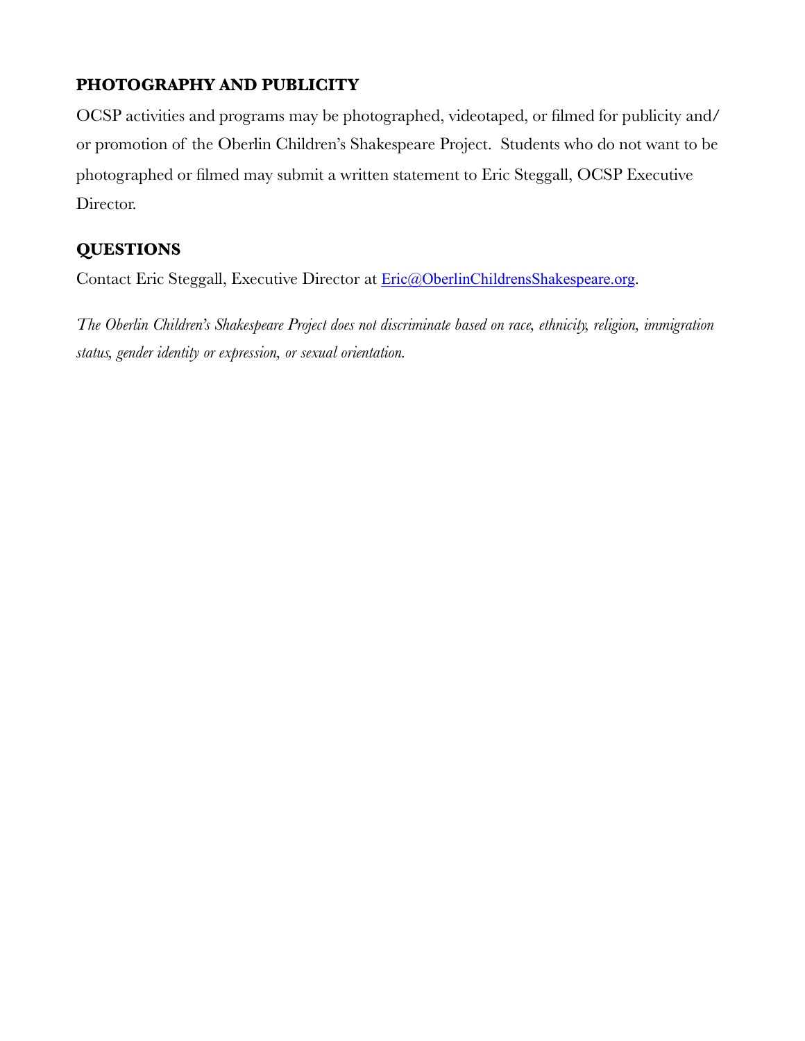## PHOTOGRAPHY AND PUBLICITY

OCSP activities and programs may be photographed, videotaped, or filmed for publicity and/or promotion of the Oberlin Children's Shakespeare Project. Students who do not want to be photographed or filmed may submit a written statement to Eric Steggall, OCSP Executive Director.

## QUESTIONS

Contact Eric Steggall, Executive Director at Eric@OberlinChildrensShakespeare.org.

*The Oberlin Children's Shakespeare Project does not discriminate based on race, ethnicity, religion, immigration status, gender identity or expression, or sexual orientation.*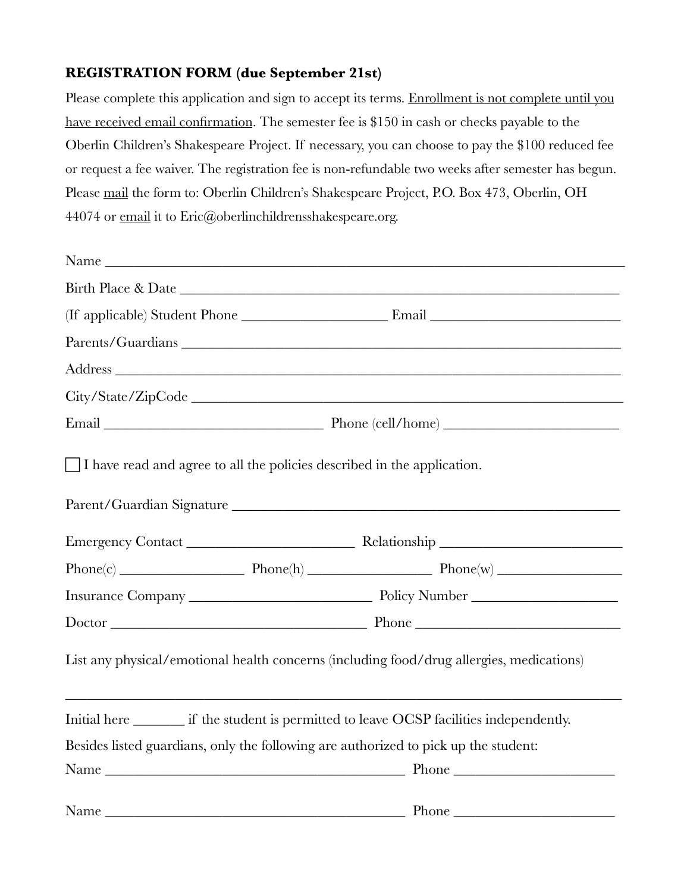**REGISTRATION FORM (due September 21st)**

Please complete this application and sign to accept its terms. Enrollment is not complete until you have received email confirmation. The semester fee is $150 in cash or checks payable to the Oberlin Children's Shakespeare Project. If necessary, you can choose to pay the $100 reduced fee or request a fee waiver. The registration fee is non-refundable two weeks after semester has begun. Please mail the form to: Oberlin Children's Shakespeare Project, P.O. Box 473, Oberlin, OH 44074 or email it to Eric@oberlinchildrensshakespeare.org.

Name ______________________________________________________________

Birth Place & Date _________________________________________________

(If applicable) Student Phone ________________ Email _____________________

Parents/Guardians ___________________________________________________

Address ___________________________________________________________

City/State/ZipCode ___________________________________________________

Email ___________________________ Phone (cell/home) ____________________

☐ I have read and agree to all the policies described in the application.

Parent/Guardian Signature ______________________________________________

Emergency Contact ____________________ Relationship _____________________

Phone(c) ______________ Phone(h) ______________ Phone(w) ______________

Insurance Company _____________________ Policy Number ____________________

Doctor ______________________________ Phone ____________________________

List any physical/emotional health concerns (including food/drug allergies, medications)

___________________________________________________________________

Initial here ______ if the student is permitted to leave OCSP facilities independently.

Besides listed guardians, only the following are authorized to pick up the student:

Name __________________________________ Phone ____________________

Name __________________________________ Phone ____________________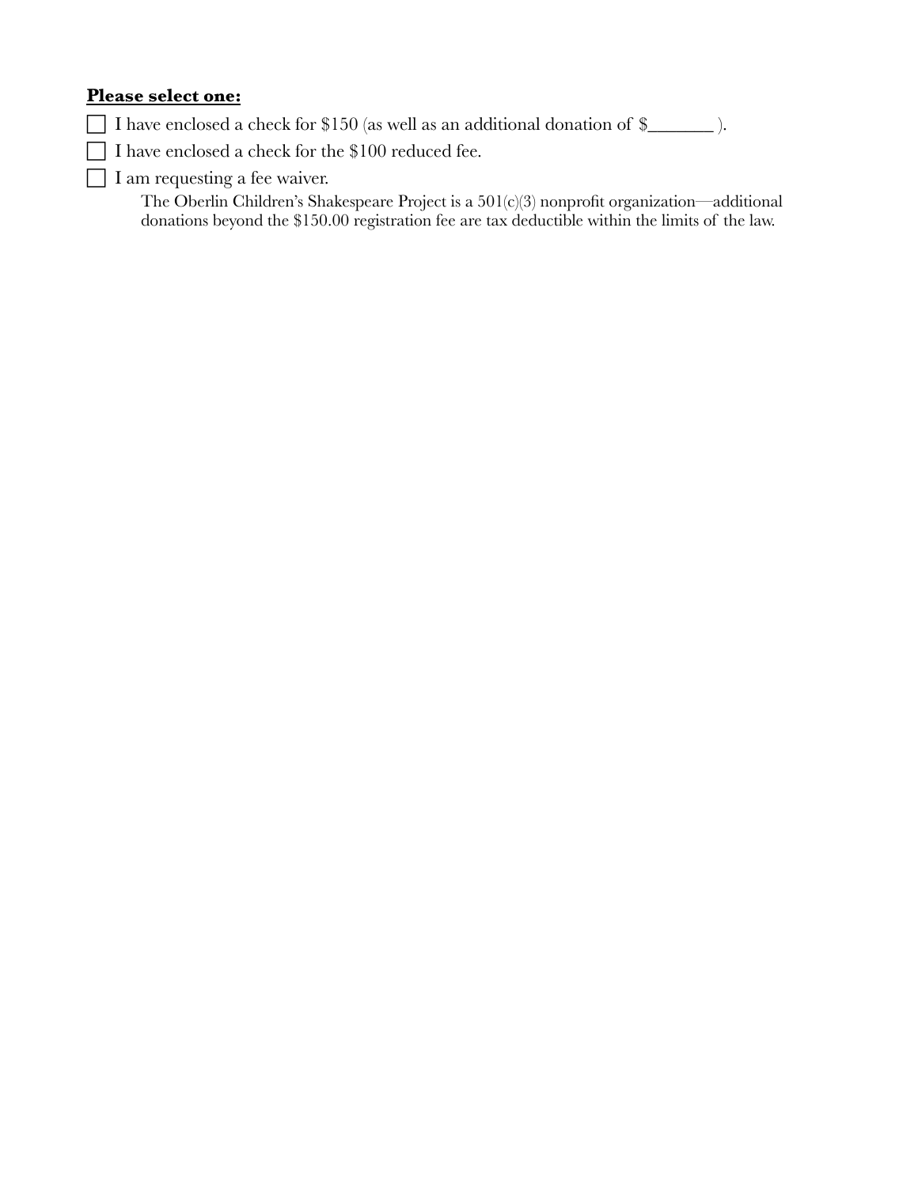**Please select one:**

- ☐ I have enclosed a check for $150 (as well as an additional donation of $_______ ).
- ☐ I have enclosed a check for the $100 reduced fee.
- ☐ I am requesting a fee waiver.

  The Oberlin Children's Shakespeare Project is a 501(c)(3) nonprofit organization—additional donations beyond the $150.00 registration fee are tax deductible within the limits of the law.